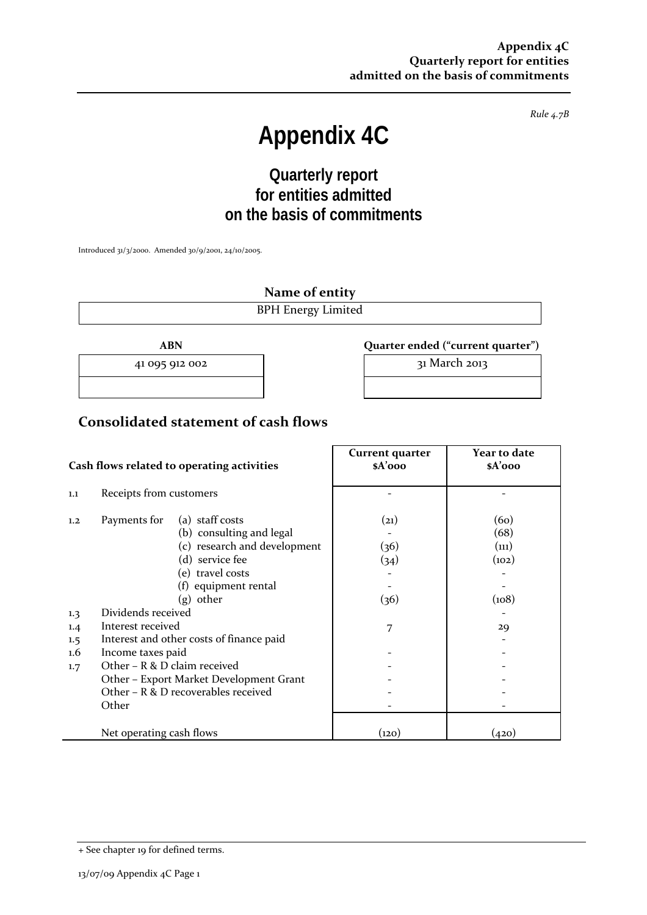*Rule 4.7B*

# Appendix 4C

## Quarterly report for entities admitted on the basis of commitments

Introduced 31/3/2000. Amended 30/9/2001, 24/10/2005.

**Name of entity**

| BPH Energy Limited |
|---|

| ABN | Quarter ended ("current quarter") |
|---|---|
| 41 095 912 002 | 31 March 2013 |

## Consolidated statement of cash flows

| | Cash flows related to operating activities | | Current quarter $A'000 | Year to date $A'000 |
|---|---|---|---|---|
| 1.1 | Receipts from customers | | - | - |
| 1.2 | Payments for | (a) staff costs | (21) | (60) |
| | | (b) consulting and legal | - | (68) |
| | | (c) research and development | (36) | (111) |
| | | (d) service fee | (34) | (102) |
| | | (e) travel costs | - | - |
| | | (f) equipment rental | - | - |
| | | (g) other | (36) | (108) |
| 1.3 | Dividends received | | | - |
| 1.4 | Interest received | | 7 | 29 |
| 1.5 | Interest and other costs of finance paid | | | - |
| 1.6 | Income taxes paid | | - | - |
| 1.7 | Other – R & D claim received | | - | - |
| | Other – Export Market Development Grant | | - | - |
| | Other – R & D recoverables received | | - | - |
| | Other | | - | - |
| | Net operating cash flows | | (120) | (420) |

+ See chapter 19 for defined terms.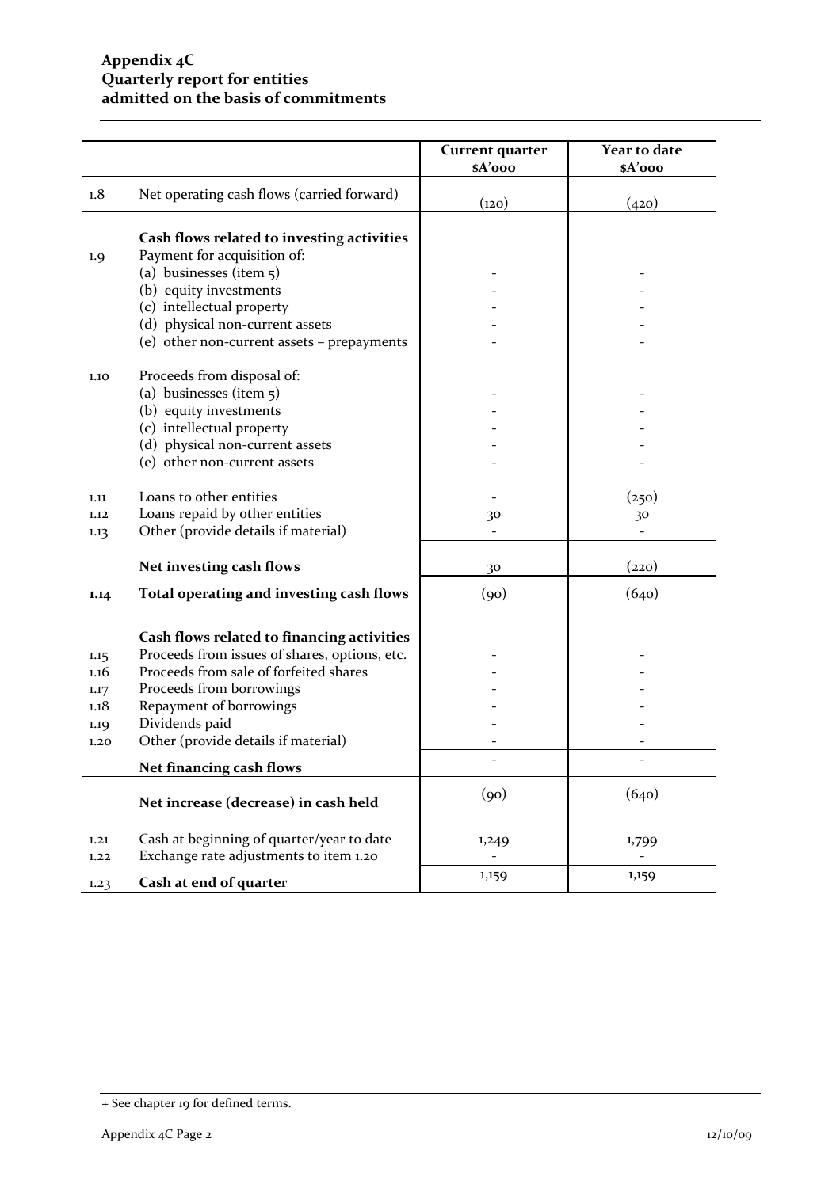**Appendix 4C**
**Quarterly report for entities**
**admitted on the basis of commitments**

| | | Current quarter $A'000 | Year to date $A'000 |
|---|---|---|---|
| 1.8 | Net operating cash flows (carried forward) | (120) | (420) |
| | **Cash flows related to investing activities** | | |
| 1.9 | Payment for acquisition of: | | |
| | (a) businesses (item 5) | - | - |
| | (b) equity investments | - | - |
| | (c) intellectual property | - | - |
| | (d) physical non-current assets | - | - |
| | (e) other non-current assets – prepayments | - | - |
| 1.10 | Proceeds from disposal of: | | |
| | (a) businesses (item 5) | - | - |
| | (b) equity investments | - | - |
| | (c) intellectual property | - | - |
| | (d) physical non-current assets | - | - |
| | (e) other non-current assets | - | - |
| 1.11 | Loans to other entities | - | (250) |
| 1.12 | Loans repaid by other entities | 30 | 30 |
| 1.13 | Other (provide details if material) | - | - |
| | **Net investing cash flows** | 30 | (220) |
| **1.14** | **Total operating and investing cash flows** | (90) | (640) |
| | **Cash flows related to financing activities** | | |
| 1.15 | Proceeds from issues of shares, options, etc. | - | - |
| 1.16 | Proceeds from sale of forfeited shares | - | - |
| 1.17 | Proceeds from borrowings | - | - |
| 1.18 | Repayment of borrowings | - | - |
| 1.19 | Dividends paid | - | - |
| 1.20 | Other (provide details if material) | - | - |
| | **Net financing cash flows** | - | - |
| | **Net increase (decrease) in cash held** | (90) | (640) |
| 1.21 | Cash at beginning of quarter/year to date | 1,249 | 1,799 |
| 1.22 | Exchange rate adjustments to item 1.20 | - | - |
| 1.23 | **Cash at end of quarter** | 1,159 | 1,159 |

+ See chapter 19 for defined terms.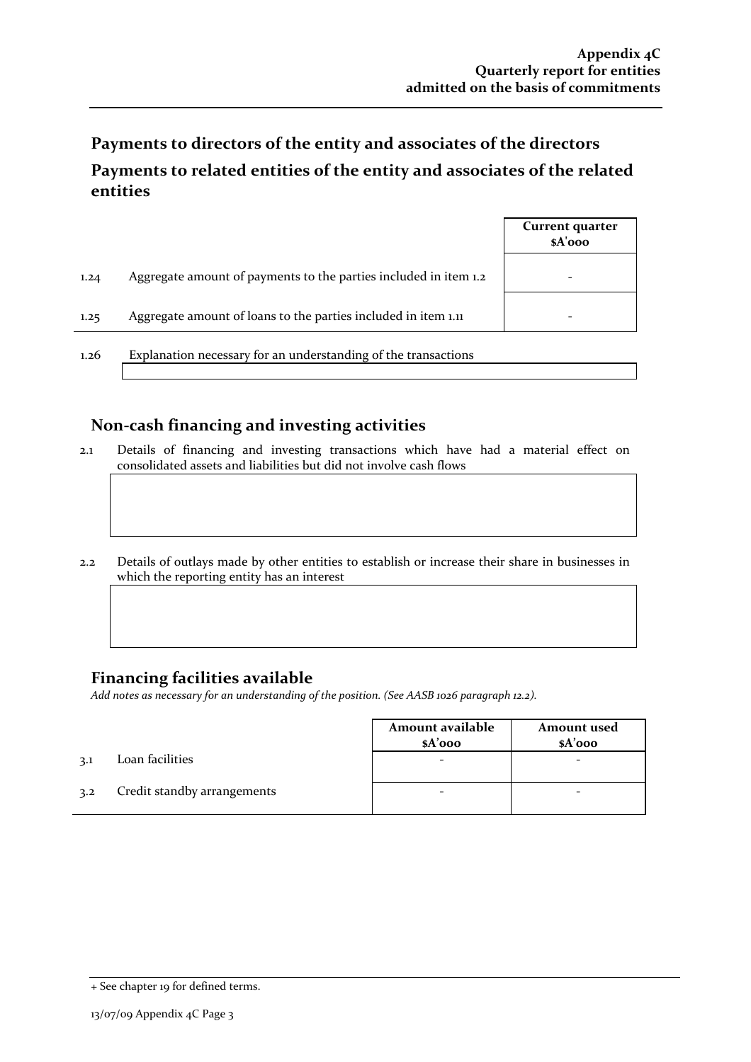## Payments to directors of the entity and associates of the directors

## Payments to related entities of the entity and associates of the related entities

| | | Current quarter $A'000 |
|---|---|---|
| 1.24 | Aggregate amount of payments to the parties included in item 1.2 | - |
| 1.25 | Aggregate amount of loans to the parties included in item 1.11 | - |

1.26 Explanation necessary for an understanding of the transactions

## Non-cash financing and investing activities

2.1 Details of financing and investing transactions which have had a material effect on consolidated assets and liabilities but did not involve cash flows

2.2 Details of outlays made by other entities to establish or increase their share in businesses in which the reporting entity has an interest

## Financing facilities available

*Add notes as necessary for an understanding of the position. (See AASB 1026 paragraph 12.2).*

| | | Amount available $A'000 | Amount used $A'000 |
|---|---|---|---|
| 3.1 | Loan facilities | - | - |
| 3.2 | Credit standby arrangements | - | - |

+ See chapter 19 for defined terms.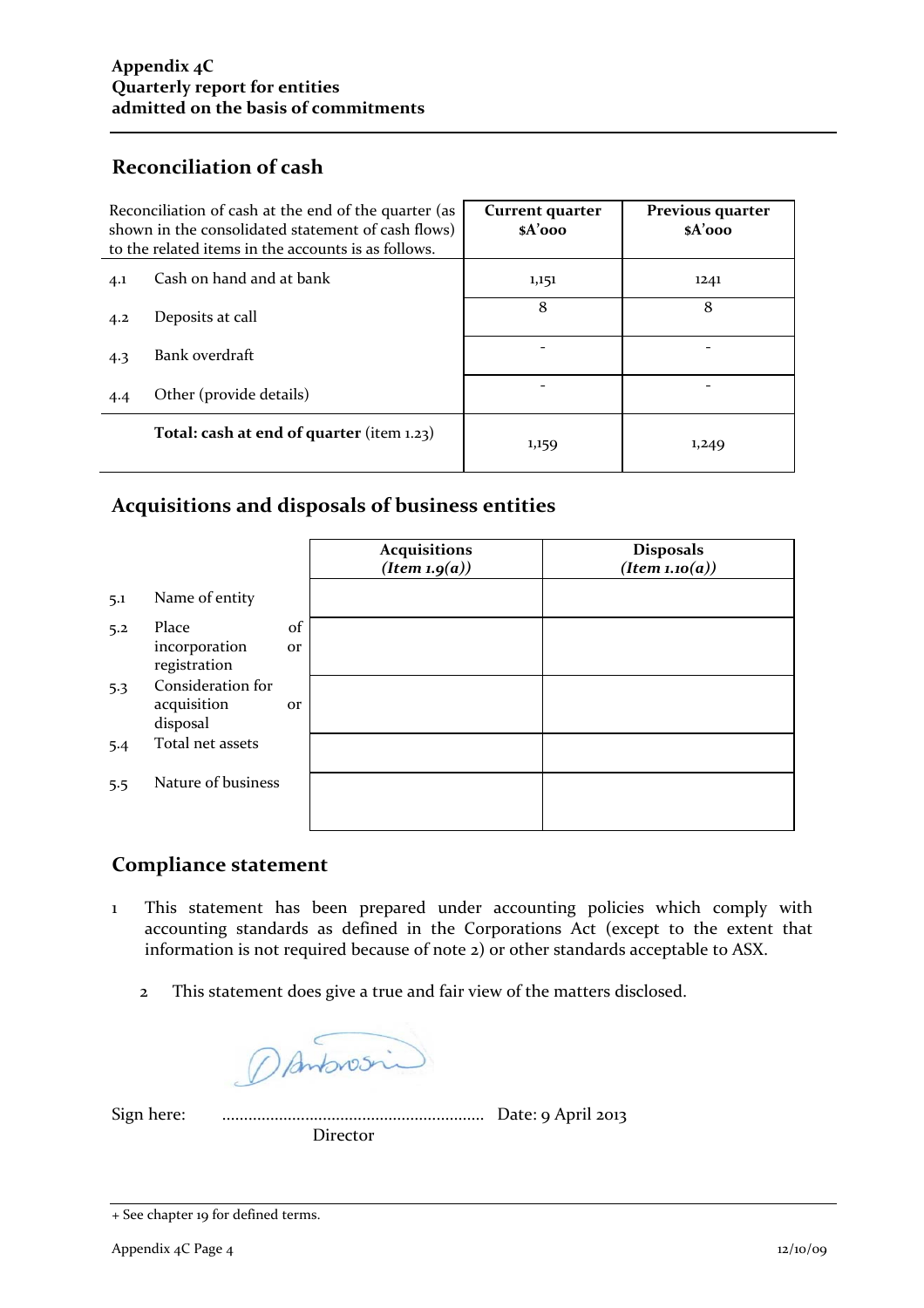## Reconciliation of cash

| Reconciliation of cash at the end of the quarter (as shown in the consolidated statement of cash flows) to the related items in the accounts is as follows. | | Current quarter $A'000 | Previous quarter $A'000 |
|---|---|---|---|
| 4.1 | Cash on hand and at bank | 1,151 | 1241 |
| 4.2 | Deposits at call | 8 | 8 |
| 4.3 | Bank overdraft | - | - |
| 4.4 | Other (provide details) | - | - |
| | **Total: cash at end of quarter** (item 1.23) | 1,159 | 1,249 |

## Acquisitions and disposals of business entities

| | | **Acquisitions** *(Item 1.9(a))* | **Disposals** *(Item 1.10(a))* |
|---|---|---|---|
| 5.1 | Name of entity | | |
| 5.2 | Place of incorporation or registration | | |
| 5.3 | Consideration for acquisition or disposal | | |
| 5.4 | Total net assets | | |
| 5.5 | Nature of business | | |

## Compliance statement

1 This statement has been prepared under accounting policies which comply with accounting standards as defined in the Corporations Act (except to the extent that information is not required because of note 2) or other standards acceptable to ASX.

2 This statement does give a true and fair view of the matters disclosed.

Sign here: ............................................................ Date: 9 April 2013
Director

+ See chapter 19 for defined terms.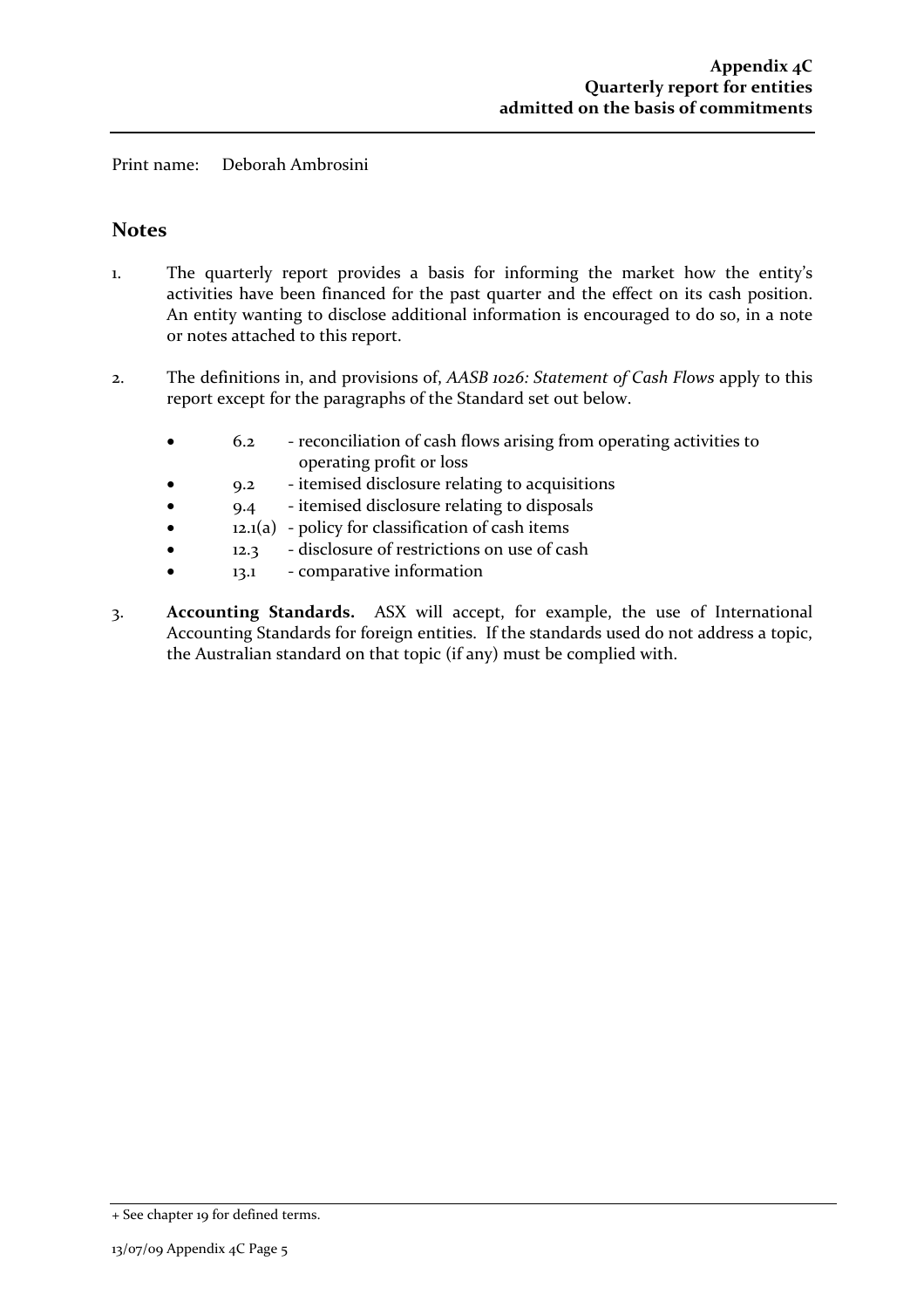Print name: Deborah Ambrosini

## Notes

1. The quarterly report provides a basis for informing the market how the entity's activities have been financed for the past quarter and the effect on its cash position. An entity wanting to disclose additional information is encouraged to do so, in a note or notes attached to this report.

2. The definitions in, and provisions of, *AASB 1026: Statement of Cash Flows* apply to this report except for the paragraphs of the Standard set out below.

   - 6.2 - reconciliation of cash flows arising from operating activities to operating profit or loss
   - 9.2 - itemised disclosure relating to acquisitions
   - 9.4 - itemised disclosure relating to disposals
   - 12.1(a) - policy for classification of cash items
   - 12.3 - disclosure of restrictions on use of cash
   - 13.1 - comparative information

3. **Accounting Standards.** ASX will accept, for example, the use of International Accounting Standards for foreign entities. If the standards used do not address a topic, the Australian standard on that topic (if any) must be complied with.

+ See chapter 19 for defined terms.